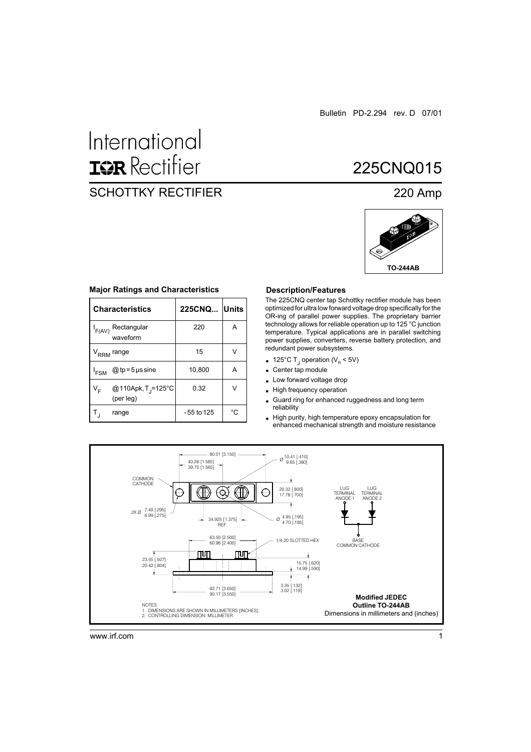Bulletin PD-2.294 rev. D 07/01

# International IOR Rectifier

# 225CNQ015

## SCHOTTKY RECTIFIER

## 220 Amp

TO-244AB

### Major Ratings and Characteristics

| Characteristics | 225CNQ... | Units |
|---|---|---|
| $I_{F(AV)}$ Rectangular waveform | 220 | A |
| $V_{RRM}$ range | 15 | V |
| $I_{FSM}$ @ tp = 5 µs sine | 10,800 | A |
| $V_F$ @ 110Apk, $T_J$=125°C (per leg) | 0.32 | V |
| $T_J$ range | - 55 to 125 | °C |

### Description/Features

The 225CNQ center tap Schottky rectifier module has been optimized for ultra low forward voltage drop specifically for the OR-ing of parallel power supplies. The proprietary barrier technology allows for reliable operation up to 125 °C junction temperature. Typical applications are in parallel switching power supplies, converters, reverse battery protection, and redundant power subsystems.

- 125°C $T_J$ operation ($V_R$ < 5V)
- Center tap module
- Low forward voltage drop
- High frequency operation
- Guard ring for enhanced ruggedness and long term reliability
- High purity, high temperature epoxy encapsulation for enhanced mechanical strength and moisture resistance

80.01 [3.150]
40.26 [1.585]
39.75 [1.565]
Ø 10.41 [.410] 9.65 [.380]
COMMON CATHODE
20.32 [.800] 17.78 [.700]
2X Ø 7.49 [.295] 6.99 [.275]
34.925 [1.375] REF.
Ø 4.95 [.195] 4.70 [.185]
63.50 [2.500] 60.96 [2.400]
1/4-20 SLOTTED HEX
23.55 [.927] 20.42 [.804]
15.75 [.620] 14.99 [.590]
3.35 [.132] 3.02 [.119]
92.71 [3.650] 90.17 [3.550]

LUG TERMINAL ANODE 1
LUG TERMINAL ANODE 2
BASE COMMON CATHODE

NOTES:
1. DIMENSIONS ARE SHOWN IN MILLIMETERS [INCHES].
2. CONTROLLING DIMENSION: MILLIMETER

**Modified JEDEC Outline TO-244AB**
Dimensions in millimeters and (inches)

www.irf.com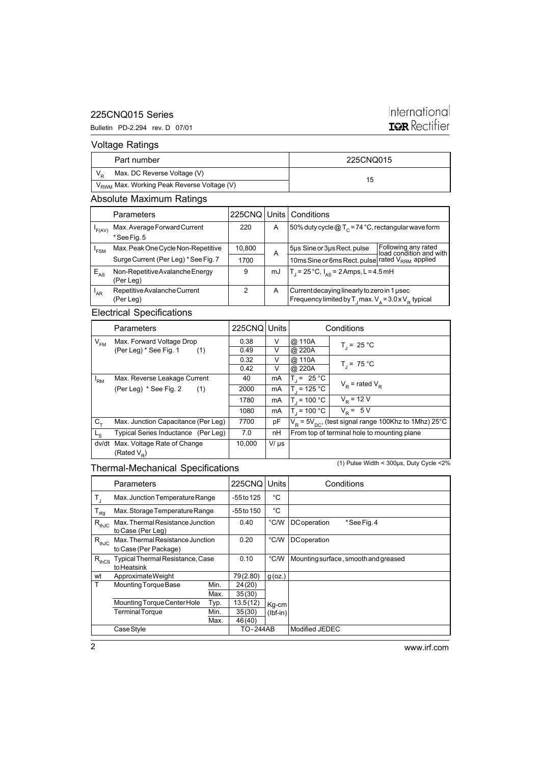## Voltage Ratings

| Part number | 225CNQ015 |
|---|---|
| $V_R$ Max. DC Reverse Voltage (V) | 15 |
| $V_{RWM}$ Max. Working Peak Reverse Voltage (V) | |

## Absolute Maximum Ratings

| | Parameters | 225CNQ | Units | Conditions | |
|---|---|---|---|---|---|
| $I_{F(AV)}$ | Max. Average Forward Current * See Fig. 5 | 220 | A | 50% duty cycle @ $T_C$ = 74 °C, rectangular wave form | |
| $I_{FSM}$ | Max. Peak One Cycle Non-Repetitive Surge Current (Per Leg) * See Fig. 7 | 10,800 | A | 5µs Sine or 3µs Rect. pulse | Following any rated load condition and with rated $V_{RRM}$ applied |
| | | 1700 | | 10ms Sine or 6ms Rect. pulse | |
| $E_{AS}$ | Non-Repetitive Avalanche Energy (Per Leg) | 9 | mJ | $T_J$ = 25 °C, $I_{AS}$ = 2 Amps, L = 4.5 mH | |
| $I_{AR}$ | Repetitive Avalanche Current (Per Leg) | 2 | A | Current decaying linearly to zero in 1 µsec. Frequency limited by $T_J$ max. $V_A$ = 3.0 x $V_R$ typical | |

## Electrical Specifications

| | Parameters | 225CNQ | Units | Conditions | |
|---|---|---|---|---|---|
| $V_{FM}$ | Max. Forward Voltage Drop (Per Leg) * See Fig. 1 (1) | 0.38 | V | @ 110A | $T_J$ = 25 °C |
| | | 0.49 | V | @ 220A | |
| | | 0.32 | V | @ 110A | $T_J$ = 75 °C |
| | | 0.42 | V | @ 220A | |
| $I_{RM}$ | Max. Reverse Leakage Current (Per Leg) * See Fig. 2 (1) | 40 | mA | $T_J$ = 25 °C | $V_R$ = rated $V_R$ |
| | | 2000 | mA | $T_J$ = 125 °C | |
| | | 1780 | mA | $T_J$ = 100 °C | $V_R$ = 12 V |
| | | 1080 | mA | $T_J$ = 100 °C | $V_R$ = 5 V |
| $C_T$ | Max. Junction Capacitance (Per Leg) | 7700 | pF | $V_R$ = 5$V_{DC}$, (test signal range 100Khz to 1Mhz) 25°C | |
| $L_S$ | Typical Series Inductance (Per Leg) | 7.0 | nH | From top of terminal hole to mounting plane | |
| dv/dt | Max. Voltage Rate of Change (Rated $V_R$) | 10,000 | V/ µs | | |

(1) Pulse Width < 300µs, Duty Cycle <2%

## Thermal-Mechanical Specifications

| | Parameters | | 225CNQ | Units | Conditions |
|---|---|---|---|---|---|
| $T_J$ | Max. Junction Temperature Range | | -55 to 125 | °C | |
| $T_{stg}$ | Max. Storage Temperature Range | | -55 to 150 | °C | |
| $R_{thJC}$ | Max. Thermal Resistance Junction to Case (Per Leg) | | 0.40 | °C/W | DC operation * See Fig. 4 |
| $R_{thJC}$ | Max. Thermal Resistance Junction to Case (Per Package) | | 0.20 | °C/W | DC operation |
| $R_{thCS}$ | Typical Thermal Resistance, Case to Heatsink | | 0.10 | °C/W | Mounting surface, smooth and greased |
| wt | Approximate Weight | | 79 (2.80) | g (oz.) | |
| T | Mounting Torque Base | Min. | 24 (20) | Kg-cm (lbf-in) | |
| | | Max. | 35 (30) | | |
| | Mounting Torque Center Hole | Typ. | 13.5 (12) | | |
| | Terminal Torque | Min. | 35 (30) | | |
| | | Max. | 46 (40) | | |
| | Case Style | | TO-244AB | | Modified JEDEC |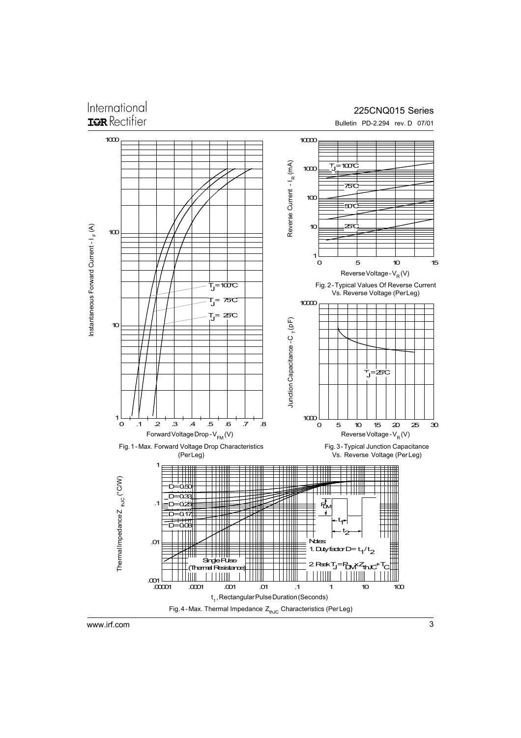Fig. 1 - Max. Forward Voltage Drop Characteristics (Per Leg)

Fig. 2 - Typical Values Of Reverse Current Vs. Reverse Voltage (Per Leg)

Fig. 3 - Typical Junction Capacitance Vs. Reverse Voltage (Per Leg)

Fig. 4 - Max. Thermal Impedance $Z_{thJC}$ Characteristics (Per Leg)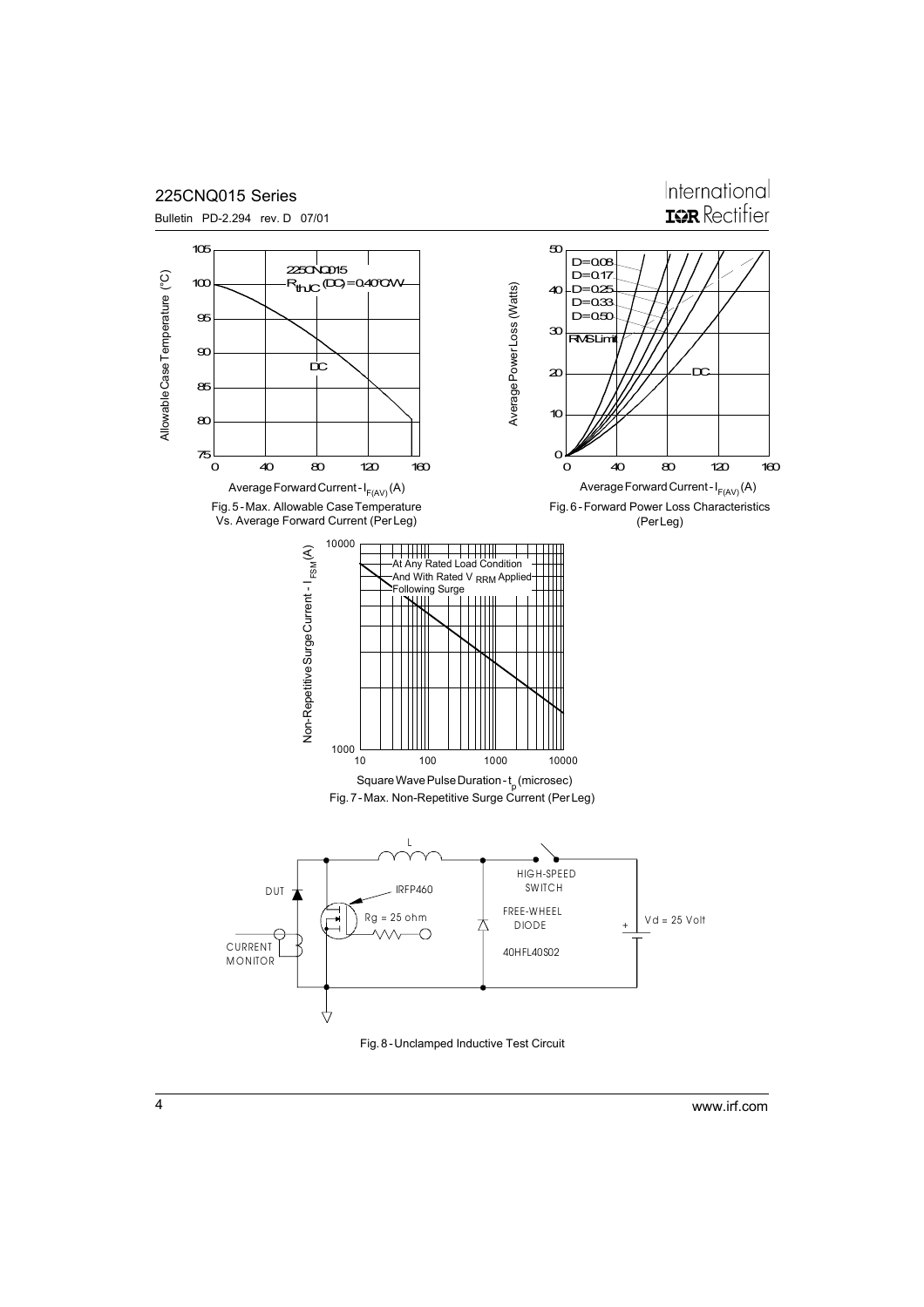225CNQ015

$R_{thJC}$ (DC) = 0.40°C/W

DC

Allowable Case Temperature (°C)

Average Forward Current - $I_{F(AV)}$ (A)

Fig. 5 - Max. Allowable Case Temperature Vs. Average Forward Current (Per Leg)

D=0.08
D=0.17
D=0.25
D=0.33
D=0.50
RMS Limit

DC

Average Power Loss (Watts)

Average Forward Current - $I_{F(AV)}$ (A)

Fig. 6 - Forward Power Loss Characteristics (Per Leg)

At Any Rated Load Condition And With Rated $V_{RRM}$ Applied Following Surge

Non-Repetitive Surge Current - $I_{FSM}$ (A)

Square Wave Pulse Duration - $t_p$ (microsec)

Fig. 7 - Max. Non-Repetitive Surge Current (Per Leg)

L

DUT

IRFP460

Rg = 25 ohm

CURRENT MONITOR

HIGH-SPEED SWITCH

FREE-WHEEL DIODE

40HFL40S02

Vd = 25 Volt

Fig. 8 - Unclamped Inductive Test Circuit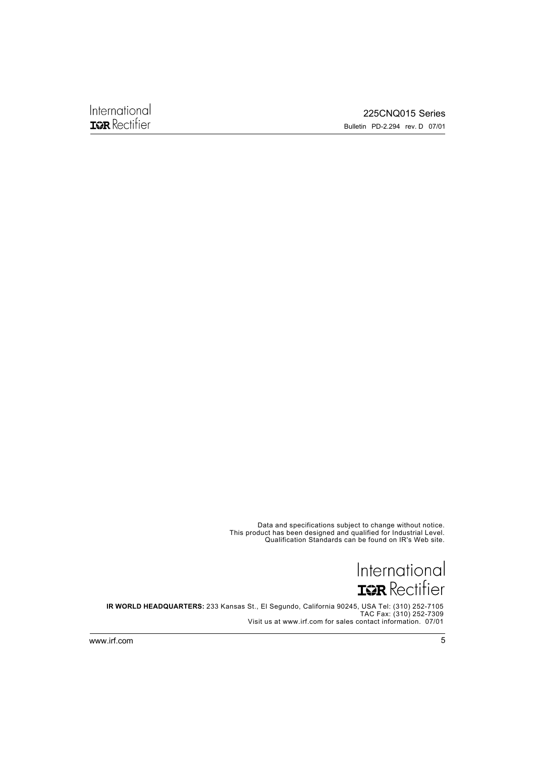Data and specifications subject to change without notice.
This product has been designed and qualified for Industrial Level.
Qualification Standards can be found on IR's Web site.

International
IOR Rectifier

**IR WORLD HEADQUARTERS:** 233 Kansas St., El Segundo, California 90245, USA Tel: (310) 252-7105
TAC Fax: (310) 252-7309
Visit us at www.irf.com for sales contact information. 07/01